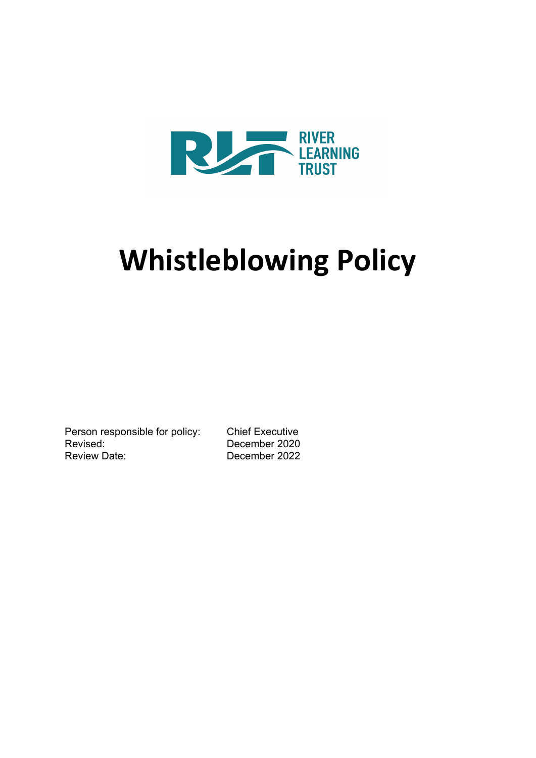RIVER LEARNING TRUST

# Whistleblowing Policy

| | |
|---|---|
| Person responsible for policy: | Chief Executive |
| Revised: | December 2020 |
| Review Date: | December 2022 |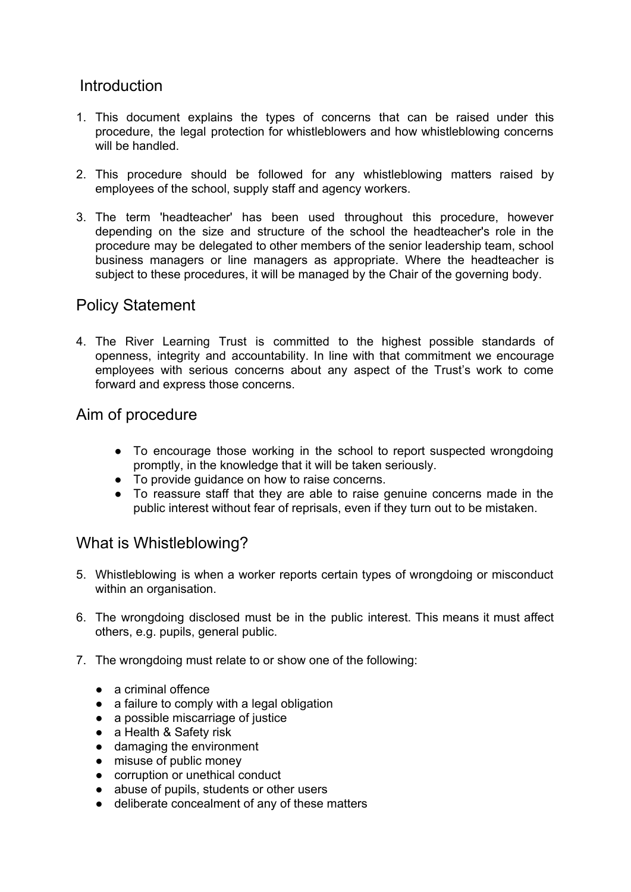## Introduction

1. This document explains the types of concerns that can be raised under this procedure, the legal protection for whistleblowers and how whistleblowing concerns will be handled.

2. This procedure should be followed for any whistleblowing matters raised by employees of the school, supply staff and agency workers.

3. The term 'headteacher' has been used throughout this procedure, however depending on the size and structure of the school the headteacher's role in the procedure may be delegated to other members of the senior leadership team, school business managers or line managers as appropriate. Where the headteacher is subject to these procedures, it will be managed by the Chair of the governing body.

## Policy Statement

4. The River Learning Trust is committed to the highest possible standards of openness, integrity and accountability. In line with that commitment we encourage employees with serious concerns about any aspect of the Trust's work to come forward and express those concerns.

## Aim of procedure

- To encourage those working in the school to report suspected wrongdoing promptly, in the knowledge that it will be taken seriously.
- To provide guidance on how to raise concerns.
- To reassure staff that they are able to raise genuine concerns made in the public interest without fear of reprisals, even if they turn out to be mistaken.

## What is Whistleblowing?

5. Whistleblowing is when a worker reports certain types of wrongdoing or misconduct within an organisation.

6. The wrongdoing disclosed must be in the public interest. This means it must affect others, e.g. pupils, general public.

7. The wrongdoing must relate to or show one of the following:

   - a criminal offence
   - a failure to comply with a legal obligation
   - a possible miscarriage of justice
   - a Health & Safety risk
   - damaging the environment
   - misuse of public money
   - corruption or unethical conduct
   - abuse of pupils, students or other users
   - deliberate concealment of any of these matters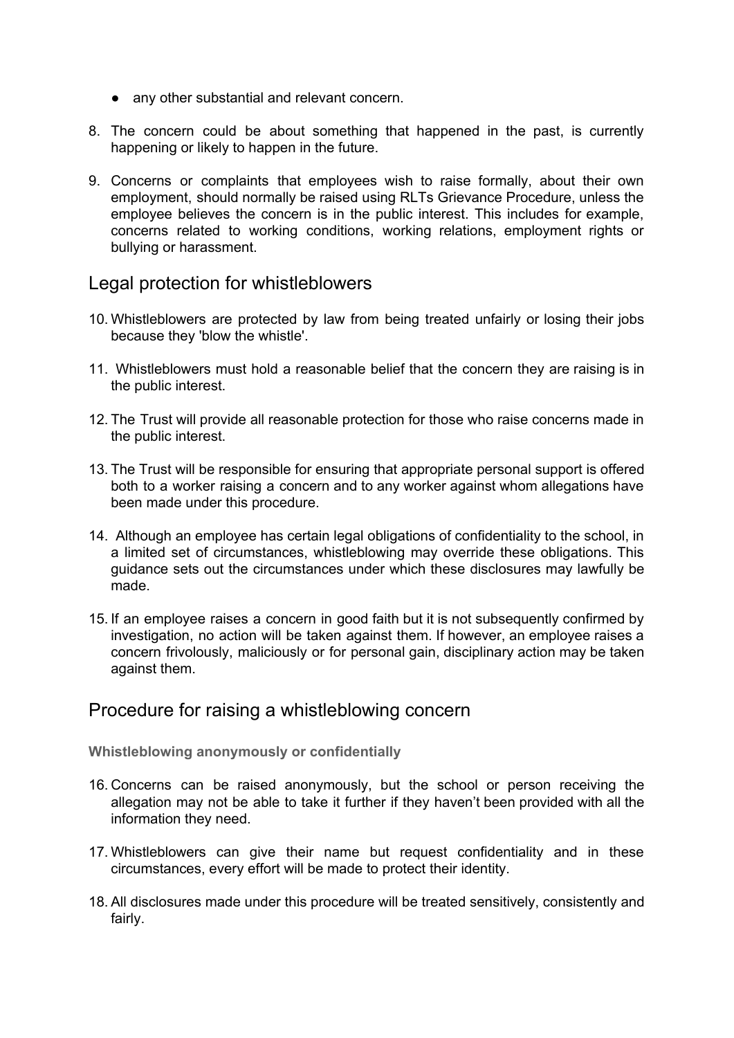- any other substantial and relevant concern.

8. The concern could be about something that happened in the past, is currently happening or likely to happen in the future.

9. Concerns or complaints that employees wish to raise formally, about their own employment, should normally be raised using RLTs Grievance Procedure, unless the employee believes the concern is in the public interest. This includes for example, concerns related to working conditions, working relations, employment rights or bullying or harassment.

## Legal protection for whistleblowers

10. Whistleblowers are protected by law from being treated unfairly or losing their jobs because they 'blow the whistle'.

11. Whistleblowers must hold a reasonable belief that the concern they are raising is in the public interest.

12. The Trust will provide all reasonable protection for those who raise concerns made in the public interest.

13. The Trust will be responsible for ensuring that appropriate personal support is offered both to a worker raising a concern and to any worker against whom allegations have been made under this procedure.

14. Although an employee has certain legal obligations of confidentiality to the school, in a limited set of circumstances, whistleblowing may override these obligations. This guidance sets out the circumstances under which these disclosures may lawfully be made.

15. If an employee raises a concern in good faith but it is not subsequently confirmed by investigation, no action will be taken against them. If however, an employee raises a concern frivolously, maliciously or for personal gain, disciplinary action may be taken against them.

## Procedure for raising a whistleblowing concern

**Whistleblowing anonymously or confidentially**

16. Concerns can be raised anonymously, but the school or person receiving the allegation may not be able to take it further if they haven't been provided with all the information they need.

17. Whistleblowers can give their name but request confidentiality and in these circumstances, every effort will be made to protect their identity.

18. All disclosures made under this procedure will be treated sensitively, consistently and fairly.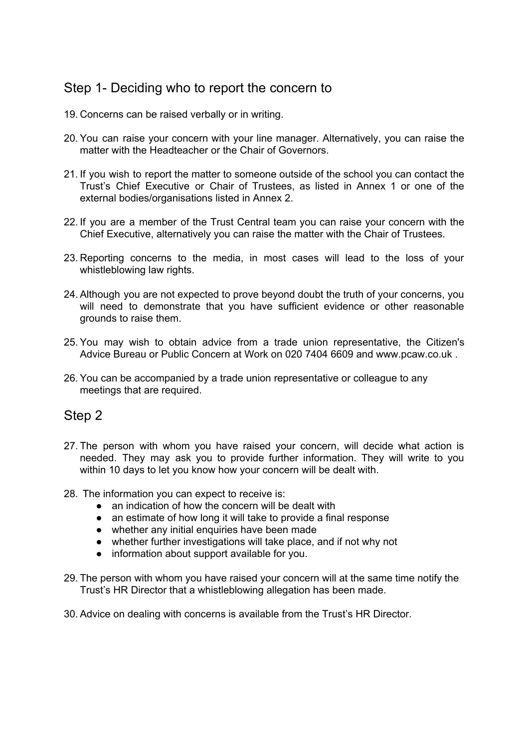## Step 1- Deciding who to report the concern to

19. Concerns can be raised verbally or in writing.

20. You can raise your concern with your line manager. Alternatively, you can raise the matter with the Headteacher or the Chair of Governors.

21. If you wish to report the matter to someone outside of the school you can contact the Trust's Chief Executive or Chair of Trustees, as listed in Annex 1 or one of the external bodies/organisations listed in Annex 2.

22. If you are a member of the Trust Central team you can raise your concern with the Chief Executive, alternatively you can raise the matter with the Chair of Trustees.

23. Reporting concerns to the media, in most cases will lead to the loss of your whistleblowing law rights.

24. Although you are not expected to prove beyond doubt the truth of your concerns, you will need to demonstrate that you have sufficient evidence or other reasonable grounds to raise them.

25. You may wish to obtain advice from a trade union representative, the Citizen's Advice Bureau or Public Concern at Work on 020 7404 6609 and www.pcaw.co.uk .

26. You can be accompanied by a trade union representative or colleague to any meetings that are required.

## Step 2

27. The person with whom you have raised your concern, will decide what action is needed. They may ask you to provide further information. They will write to you within 10 days to let you know how your concern will be dealt with.

28. The information you can expect to receive is:
    - an indication of how the concern will be dealt with
    - an estimate of how long it will take to provide a final response
    - whether any initial enquiries have been made
    - whether further investigations will take place, and if not why not
    - information about support available for you.

29. The person with whom you have raised your concern will at the same time notify the Trust's HR Director that a whistleblowing allegation has been made.

30. Advice on dealing with concerns is available from the Trust's HR Director.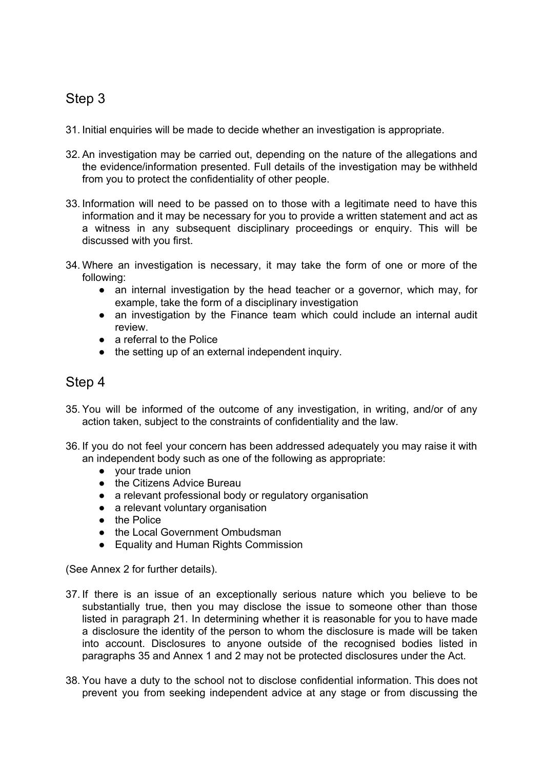## Step 3

31. Initial enquiries will be made to decide whether an investigation is appropriate.

32. An investigation may be carried out, depending on the nature of the allegations and the evidence/information presented. Full details of the investigation may be withheld from you to protect the confidentiality of other people.

33. Information will need to be passed on to those with a legitimate need to have this information and it may be necessary for you to provide a written statement and act as a witness in any subsequent disciplinary proceedings or enquiry. This will be discussed with you first.

34. Where an investigation is necessary, it may take the form of one or more of the following:
    - an internal investigation by the head teacher or a governor, which may, for example, take the form of a disciplinary investigation
    - an investigation by the Finance team which could include an internal audit review.
    - a referral to the Police
    - the setting up of an external independent inquiry.

## Step 4

35. You will be informed of the outcome of any investigation, in writing, and/or of any action taken, subject to the constraints of confidentiality and the law.

36. If you do not feel your concern has been addressed adequately you may raise it with an independent body such as one of the following as appropriate:
    - your trade union
    - the Citizens Advice Bureau
    - a relevant professional body or regulatory organisation
    - a relevant voluntary organisation
    - the Police
    - the Local Government Ombudsman
    - Equality and Human Rights Commission

(See Annex 2 for further details).

37. If there is an issue of an exceptionally serious nature which you believe to be substantially true, then you may disclose the issue to someone other than those listed in paragraph 21. In determining whether it is reasonable for you to have made a disclosure the identity of the person to whom the disclosure is made will be taken into account. Disclosures to anyone outside of the recognised bodies listed in paragraphs 35 and Annex 1 and 2 may not be protected disclosures under the Act.

38. You have a duty to the school not to disclose confidential information. This does not prevent you from seeking independent advice at any stage or from discussing the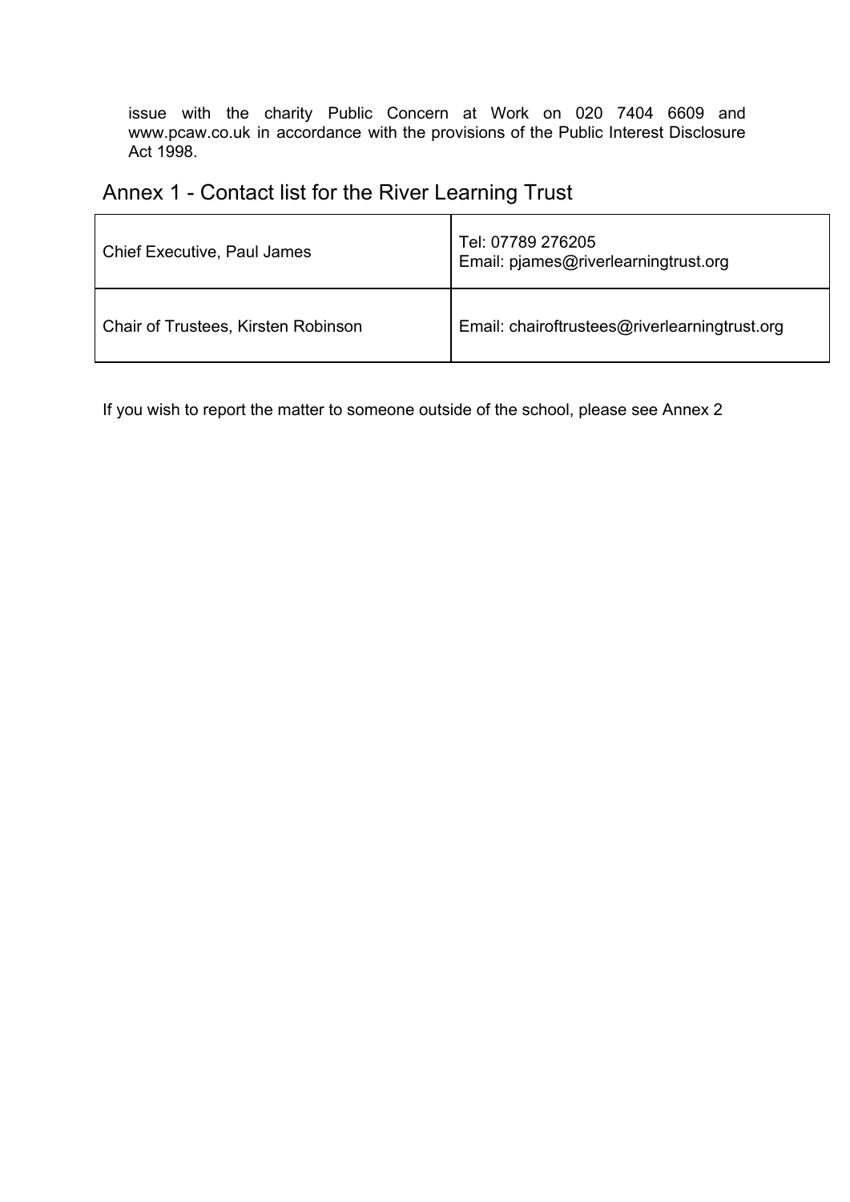issue with the charity Public Concern at Work on 020 7404 6609 and www.pcaw.co.uk in accordance with the provisions of the Public Interest Disclosure Act 1998.

## Annex 1 - Contact list for the River Learning Trust

| | |
|---|---|
| Chief Executive, Paul James | Tel: 07789 276205<br>Email: pjames@riverlearningtrust.org |
| Chair of Trustees, Kirsten Robinson | Email: chairoftrustees@riverlearningtrust.org |

If you wish to report the matter to someone outside of the school, please see Annex 2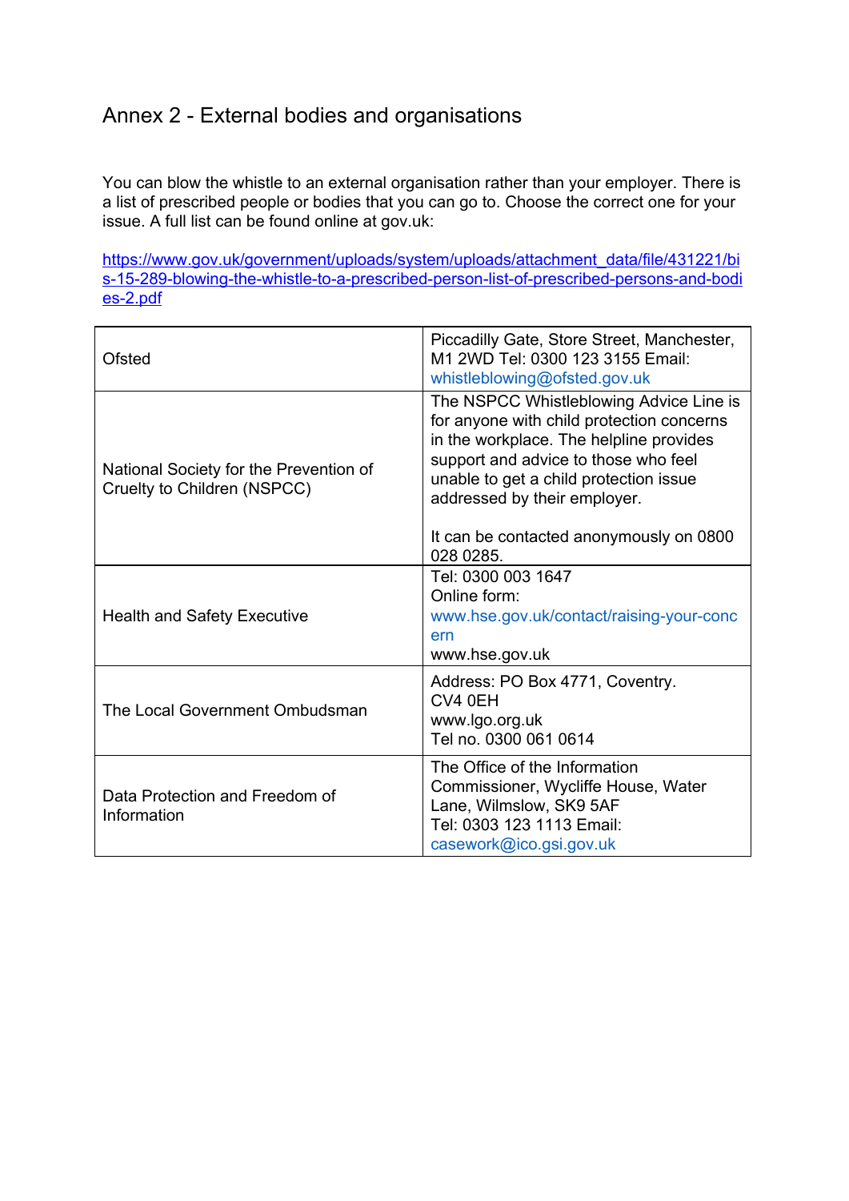# Annex 2 - External bodies and organisations

You can blow the whistle to an external organisation rather than your employer. There is a list of prescribed people or bodies that you can go to. Choose the correct one for your issue. A full list can be found online at gov.uk:

https://www.gov.uk/government/uploads/system/uploads/attachment_data/file/431221/bis-15-289-blowing-the-whistle-to-a-prescribed-person-list-of-prescribed-persons-and-bodies-2.pdf

| | |
|---|---|
| Ofsted | Piccadilly Gate, Store Street, Manchester, M1 2WD Tel: 0300 123 3155 Email: whistleblowing@ofsted.gov.uk |
| National Society for the Prevention of Cruelty to Children (NSPCC) | The NSPCC Whistleblowing Advice Line is for anyone with child protection concerns in the workplace. The helpline provides support and advice to those who feel unable to get a child protection issue addressed by their employer.<br><br>It can be contacted anonymously on 0800 028 0285. |
| Health and Safety Executive | Tel: 0300 003 1647<br>Online form: www.hse.gov.uk/contact/raising-your-concern<br>www.hse.gov.uk |
| The Local Government Ombudsman | Address: PO Box 4771, Coventry. CV4 0EH<br>www.lgo.org.uk<br>Tel no. 0300 061 0614 |
| Data Protection and Freedom of Information | The Office of the Information Commissioner, Wycliffe House, Water Lane, Wilmslow, SK9 5AF<br>Tel: 0303 123 1113 Email: casework@ico.gsi.gov.uk |